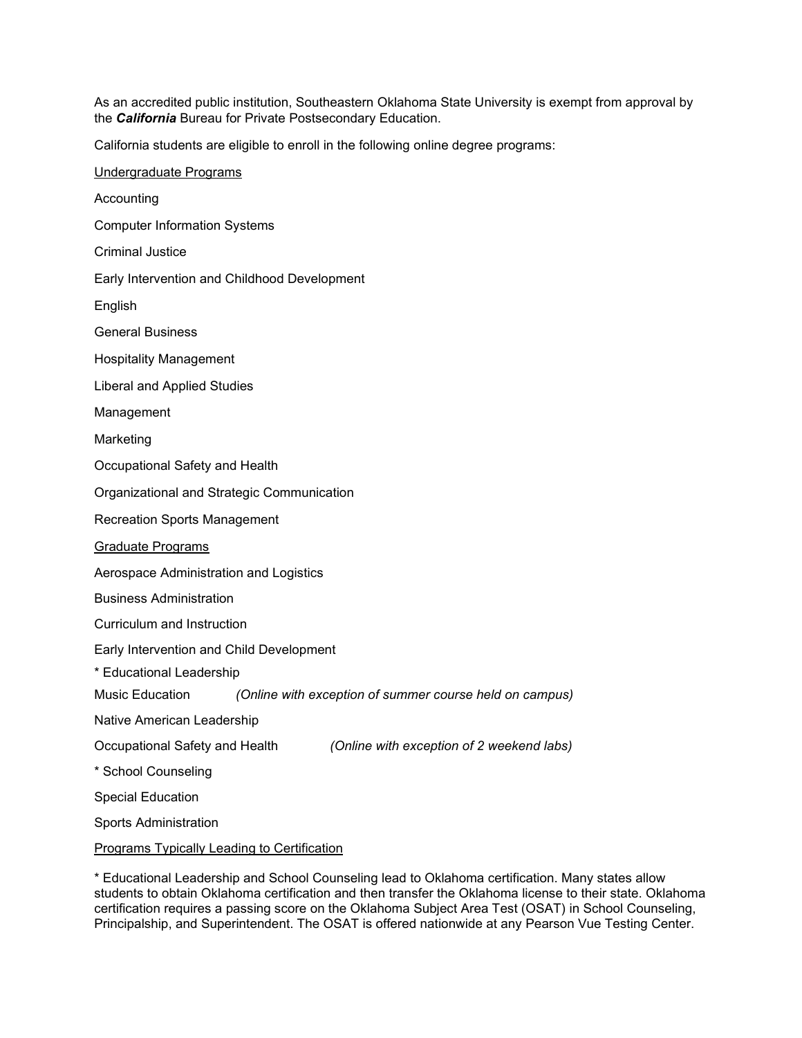As an accredited public institution, Southeastern Oklahoma State University is exempt from approval by the ***California*** Bureau for Private Postsecondary Education.

California students are eligible to enroll in the following online degree programs:

<u>Undergraduate Programs</u>

Accounting

Computer Information Systems

Criminal Justice

Early Intervention and Childhood Development

English

General Business

Hospitality Management

Liberal and Applied Studies

Management

Marketing

Occupational Safety and Health

Organizational and Strategic Communication

Recreation Sports Management

<u>Graduate Programs</u>

Aerospace Administration and Logistics

Business Administration

Curriculum and Instruction

Early Intervention and Child Development

* Educational Leadership

Music Education *(Online with exception of summer course held on campus)*

Native American Leadership

Occupational Safety and Health *(Online with exception of 2 weekend labs)*

* School Counseling

Special Education

Sports Administration

<u>Programs Typically Leading to Certification</u>

* Educational Leadership and School Counseling lead to Oklahoma certification. Many states allow students to obtain Oklahoma certification and then transfer the Oklahoma license to their state. Oklahoma certification requires a passing score on the Oklahoma Subject Area Test (OSAT) in School Counseling, Principalship, and Superintendent. The OSAT is offered nationwide at any Pearson Vue Testing Center.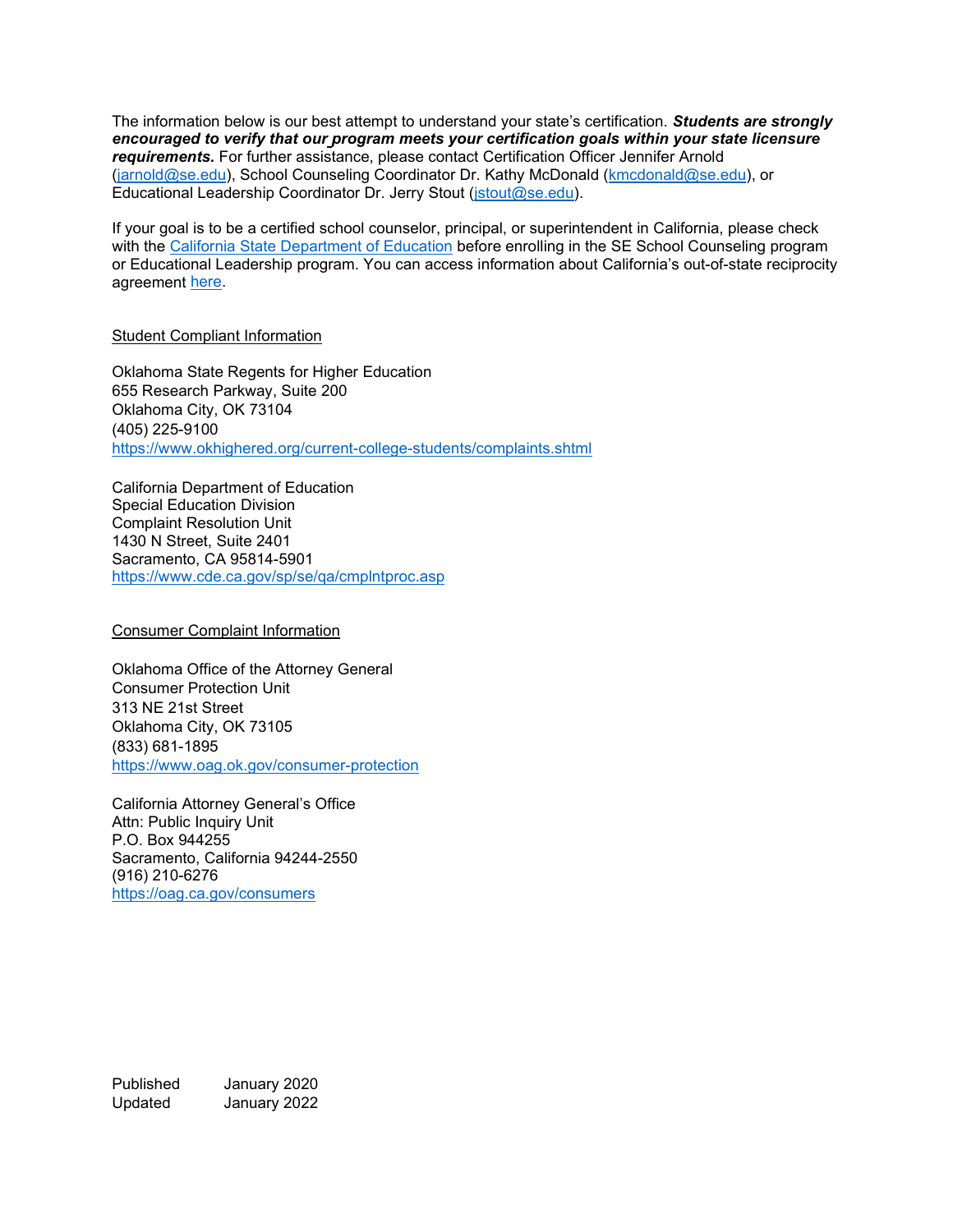The information below is our best attempt to understand your state's certification. ***Students are strongly encouraged to verify that our program meets your certification goals within your state licensure requirements.*** For further assistance, please contact Certification Officer Jennifer Arnold (jarnold@se.edu), School Counseling Coordinator Dr. Kathy McDonald (kmcdonald@se.edu), or Educational Leadership Coordinator Dr. Jerry Stout (jstout@se.edu).

If your goal is to be a certified school counselor, principal, or superintendent in California, please check with the California State Department of Education before enrolling in the SE School Counseling program or Educational Leadership program. You can access information about California's out-of-state reciprocity agreement here.

Student Compliant Information

Oklahoma State Regents for Higher Education
655 Research Parkway, Suite 200
Oklahoma City, OK 73104
(405) 225-9100
https://www.okhighered.org/current-college-students/complaints.shtml

California Department of Education
Special Education Division
Complaint Resolution Unit
1430 N Street, Suite 2401
Sacramento, CA 95814-5901
https://www.cde.ca.gov/sp/se/qa/cmplntproc.asp

Consumer Complaint Information

Oklahoma Office of the Attorney General
Consumer Protection Unit
313 NE 21st Street
Oklahoma City, OK 73105
(833) 681-1895
https://www.oag.ok.gov/consumer-protection

California Attorney General's Office
Attn: Public Inquiry Unit
P.O. Box 944255
Sacramento, California 94244-2550
(916) 210-6276
https://oag.ca.gov/consumers

Published January 2020
Updated January 2022